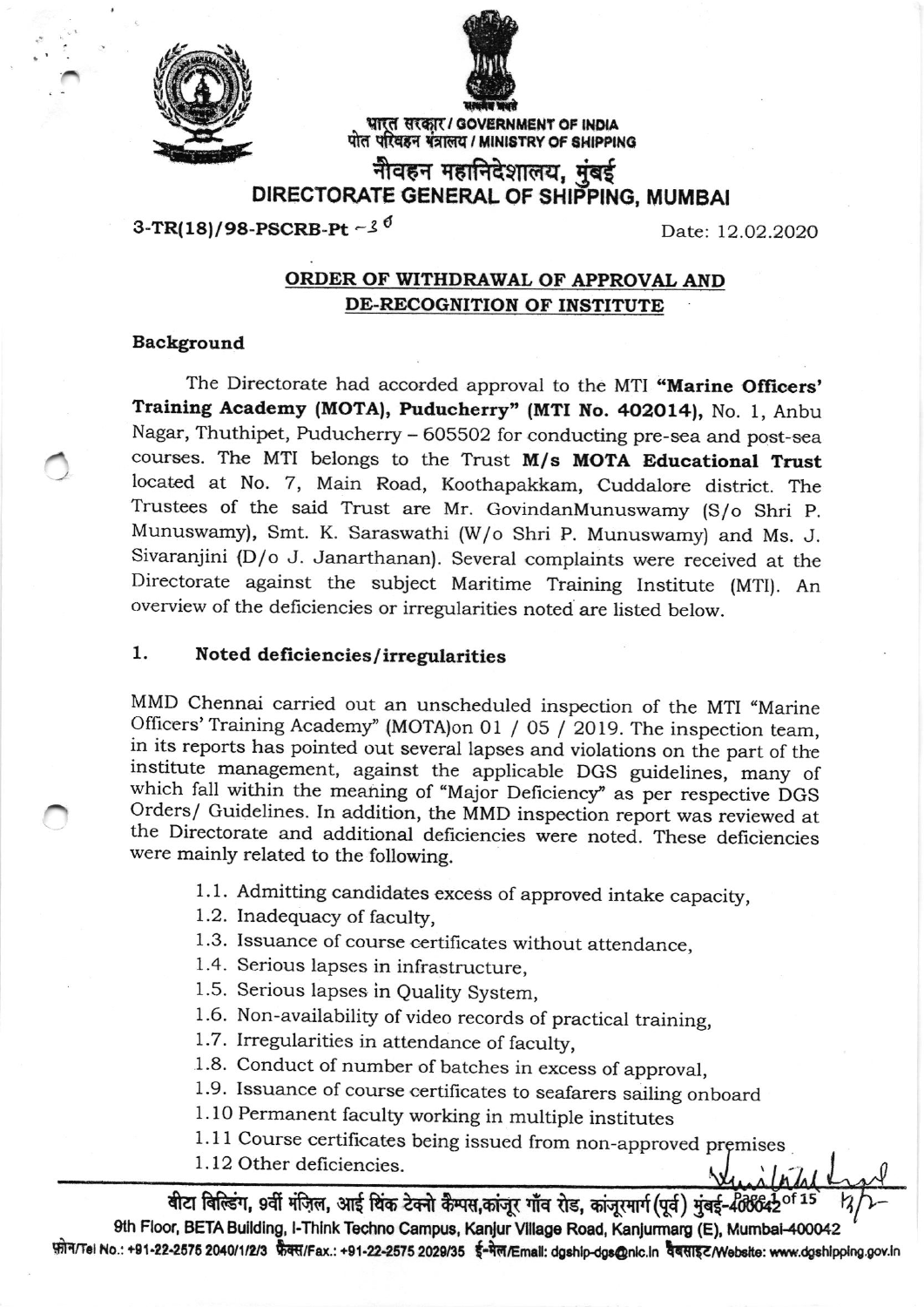भारत सरकार / GOVERNMENT OF INDIA
पोत परिवहन मंत्रालय / MINISTRY OF SHIPPING

# नौवहन महानिदेशालय, मुंबई
# DIRECTORATE GENERAL OF SHIPPING, MUMBAI

3-TR(18)/98-PSCRB-Pt -30

Date: 12.02.2020

## ORDER OF WITHDRAWAL OF APPROVAL AND DE-RECOGNITION OF INSTITUTE

### Background

The Directorate had accorded approval to the MTI **"Marine Officers' Training Academy (MOTA), Puducherry"** **(MTI No. 402014)**, No. 1, Anbu Nagar, Thuthipet, Puducherry – 605502 for conducting pre-sea and post-sea courses. The MTI belongs to the Trust **M/s MOTA Educational Trust** located at No. 7, Main Road, Koothapakkam, Cuddalore district. The Trustees of the said Trust are Mr. GovindanMunuswamy (S/o Shri P. Munuswamy), Smt. K. Saraswathi (W/o Shri P. Munuswamy) and Ms. J. Sivaranjini (D/o J. Janarthanan). Several complaints were received at the Directorate against the subject Maritime Training Institute (MTI). An overview of the deficiencies or irregularities noted are listed below.

### 1. Noted deficiencies/irregularities

MMD Chennai carried out an unscheduled inspection of the MTI "Marine Officers' Training Academy" (MOTA)on 01 / 05 / 2019. The inspection team, in its reports has pointed out several lapses and violations on the part of the institute management, against the applicable DGS guidelines, many of which fall within the meaning of "Major Deficiency" as per respective DGS Orders/ Guidelines. In addition, the MMD inspection report was reviewed at the Directorate and additional deficiencies were noted. These deficiencies were mainly related to the following.

1.1. Admitting candidates excess of approved intake capacity,
1.2. Inadequacy of faculty,
1.3. Issuance of course certificates without attendance,
1.4. Serious lapses in infrastructure,
1.5. Serious lapses in Quality System,
1.6. Non-availability of video records of practical training,
1.7. Irregularities in attendance of faculty,
1.8. Conduct of number of batches in excess of approval,
1.9. Issuance of course certificates to seafarers sailing onboard
1.10 Permanent faculty working in multiple institutes
1.11 Course certificates being issued from non-approved premises
1.12 Other deficiencies.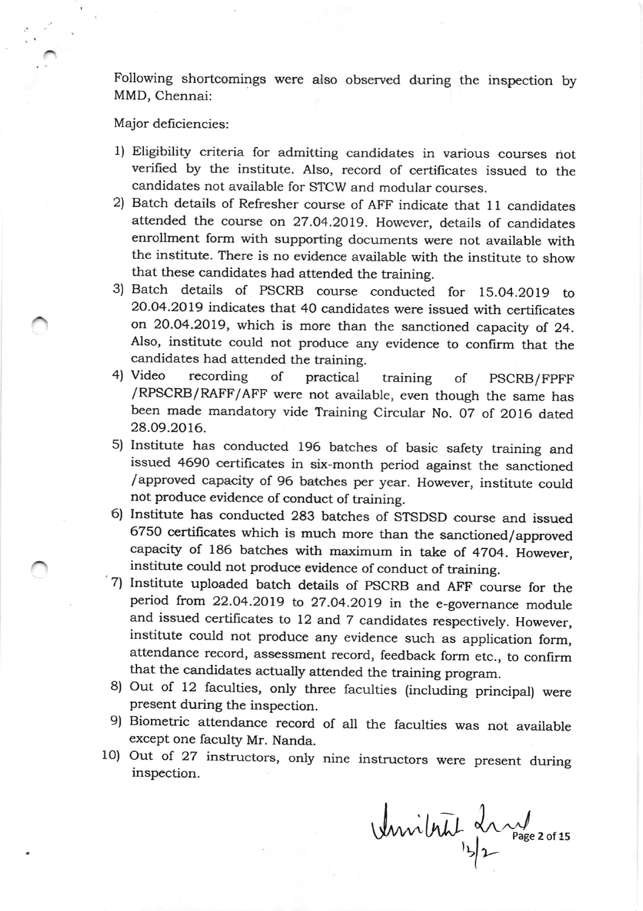Following shortcomings were also observed during the inspection by MMD, Chennai:

Major deficiencies:

1) Eligibility criteria for admitting candidates in various courses not verified by the institute. Also, record of certificates issued to the candidates not available for STCW and modular courses.
2) Batch details of Refresher course of AFF indicate that 11 candidates attended the course on 27.04.2019. However, details of candidates enrollment form with supporting documents were not available with the institute. There is no evidence available with the institute to show that these candidates had attended the training.
3) Batch details of PSCRB course conducted for 15.04.2019 to 20.04.2019 indicates that 40 candidates were issued with certificates on 20.04.2019, which is more than the sanctioned capacity of 24. Also, institute could not produce any evidence to confirm that the candidates had attended the training.
4) Video recording of practical training of PSCRB/FPFF /RPSCRB/RAFF/AFF were not available, even though the same has been made mandatory vide Training Circular No. 07 of 2016 dated 28.09.2016.
5) Institute has conducted 196 batches of basic safety training and issued 4690 certificates in six-month period against the sanctioned /approved capacity of 96 batches per year. However, institute could not produce evidence of conduct of training.
6) Institute has conducted 283 batches of STSDSD course and issued 6750 certificates which is much more than the sanctioned/approved capacity of 186 batches with maximum in take of 4704. However, institute could not produce evidence of conduct of training.
7) Institute uploaded batch details of PSCRB and AFF course for the period from 22.04.2019 to 27.04.2019 in the e-governance module and issued certificates to 12 and 7 candidates respectively. However, institute could not produce any evidence such as application form, attendance record, assessment record, feedback form etc., to confirm that the candidates actually attended the training program.
8) Out of 12 faculties, only three faculties (including principal) were present during the inspection.
9) Biometric attendance record of all the faculties was not available except one faculty Mr. Nanda.
10) Out of 27 instructors, only nine instructors were present during inspection.